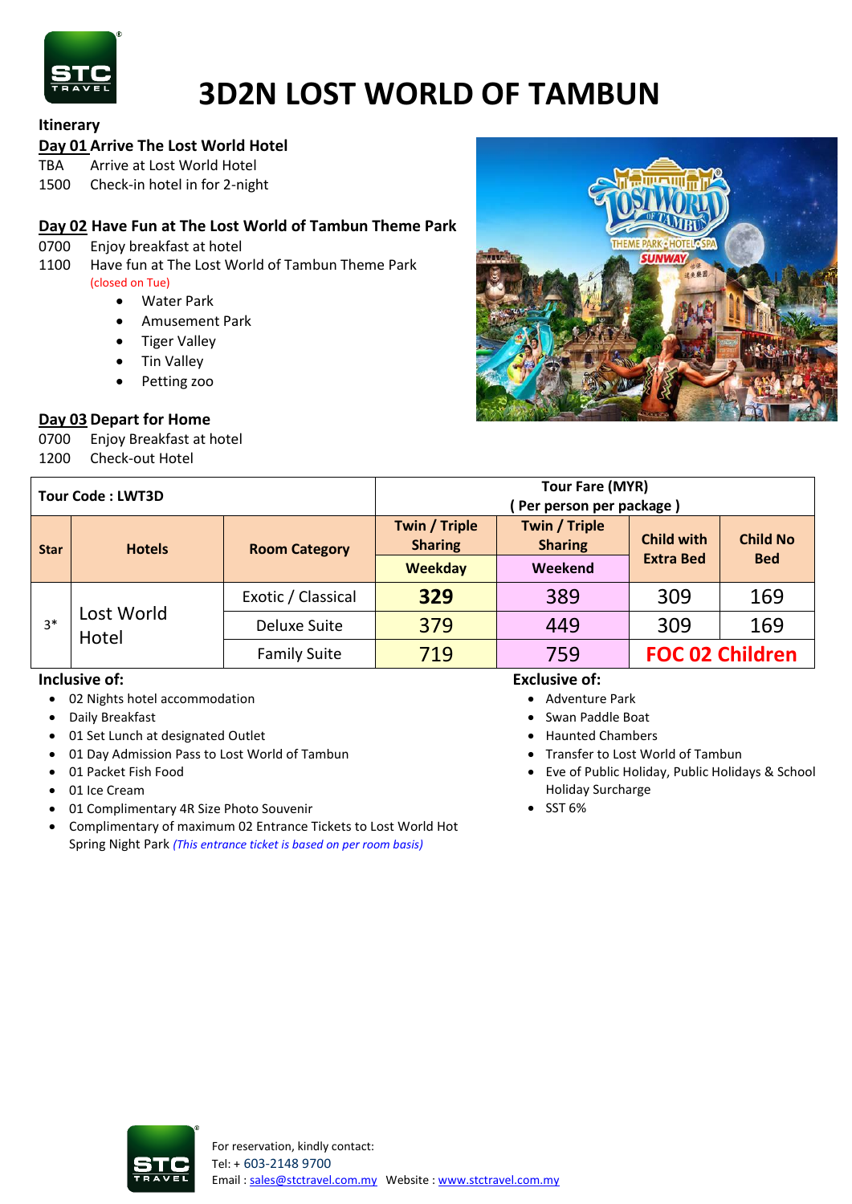# 3D2N LOST WORLD OF TAMBUN

**Itinerary**

**Day 01 Arrive The Lost World Hotel**

TBA Arrive at Lost World Hotel
1500 Check-in hotel in for 2-night

**Day 02 Have Fun at The Lost World of Tambun Theme Park**

0700 Enjoy breakfast at hotel
1100 Have fun at The Lost World of Tambun Theme Park (closed on Tue)

- Water Park
- Amusement Park
- Tiger Valley
- Tin Valley
- Petting zoo

**Day 03 Depart for Home**

0700 Enjoy Breakfast at hotel
1200 Check-out Hotel

| Tour Code : LWT3D | | | Tour Fare (MYR) ( Per person per package ) | | | |
|---|---|---|---|---|---|---|
| **Star** | **Hotels** | **Room Category** | **Twin / Triple Sharing** | **Twin / Triple Sharing** | **Child with Extra Bed** | **Child No Bed** |
| | | | **Weekday** | **Weekend** | | |
| 3* | Lost World Hotel | Exotic / Classical | **329** | 389 | 309 | 169 |
| | | Deluxe Suite | 379 | 449 | 309 | 169 |
| | | Family Suite | 719 | 759 | **FOC 02 Children** | |

**Inclusive of:**

- 02 Nights hotel accommodation
- Daily Breakfast
- 01 Set Lunch at designated Outlet
- 01 Day Admission Pass to Lost World of Tambun
- 01 Packet Fish Food
- 01 Ice Cream
- 01 Complimentary 4R Size Photo Souvenir
- Complimentary of maximum 02 Entrance Tickets to Lost World Hot Spring Night Park *(This entrance ticket is based on per room basis)*

**Exclusive of:**

- Adventure Park
- Swan Paddle Boat
- Haunted Chambers
- Transfer to Lost World of Tambun
- Eve of Public Holiday, Public Holidays & School Holiday Surcharge
- SST 6%

For reservation, kindly contact:
Tel: + 603-2148 9700
Email : sales@stctravel.com.my Website : www.stctravel.com.my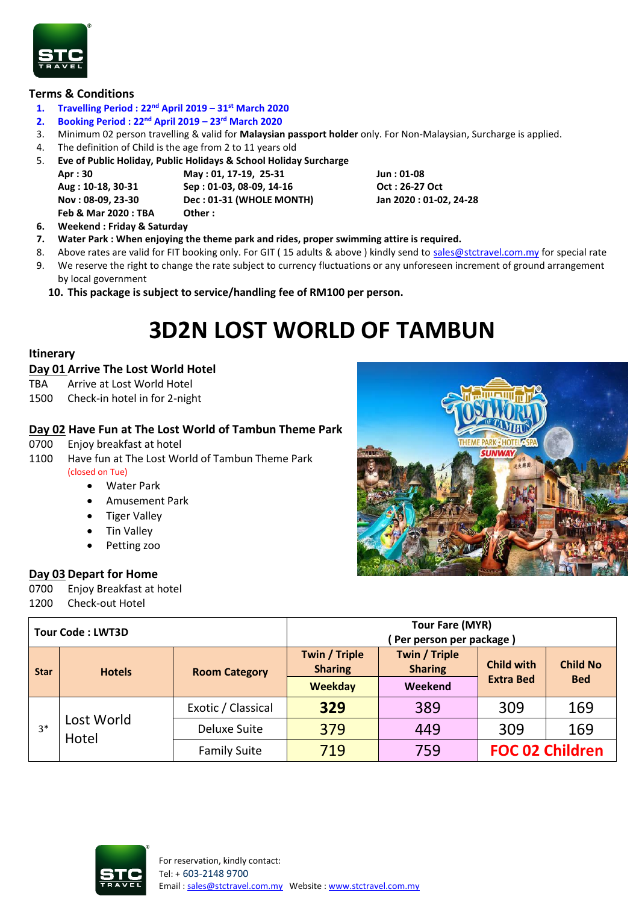## Terms & Conditions

1. **Travelling Period : 22nd April 2019 – 31st March 2020**
2. **Booking Period : 22nd April 2019 – 23rd March 2020**
3. Minimum 02 person travelling & valid for **Malaysian passport holder** only. For Non-Malaysian, Surcharge is applied.
4. The definition of Child is the age from 2 to 11 years old
5. **Eve of Public Holiday, Public Holidays & School Holiday Surcharge**

   **Apr : 30** | **May : 01, 17-19, 25-31** | **Jun : 01-08**
   **Aug : 10-18, 30-31** | **Sep : 01-03, 08-09, 14-16** | **Oct : 26-27 Oct**
   **Nov : 08-09, 23-30** | **Dec : 01-31 (WHOLE MONTH)** | **Jan 2020 : 01-02, 24-28**
   **Feb & Mar 2020 : TBA** | **Other :**
6. **Weekend : Friday & Saturday**
7. **Water Park : When enjoying the theme park and rides, proper swimming attire is required.**
8. Above rates are valid for FIT booking only. For GIT ( 15 adults & above ) kindly send to sales@stctravel.com.my for special rate
9. We reserve the right to change the rate subject to currency fluctuations or any unforeseen increment of ground arrangement by local government
10. **This package is subject to service/handling fee of RM100 per person.**

# 3D2N LOST WORLD OF TAMBUN

## Itinerary

**Day 01 Arrive The Lost World Hotel**

TBA Arrive at Lost World Hotel
1500 Check-in hotel in for 2-night

**Day 02 Have Fun at The Lost World of Tambun Theme Park**

0700 Enjoy breakfast at hotel
1100 Have fun at The Lost World of Tambun Theme Park
(closed on Tue)

- Water Park
- Amusement Park
- Tiger Valley
- Tin Valley
- Petting zoo

**Day 03 Depart for Home**

0700 Enjoy Breakfast at hotel
1200 Check-out Hotel

| Tour Code : LWT3D | | | Tour Fare (MYR) ( Per person per package ) | | | |
|---|---|---|---|---|---|---|
| Star | Hotels | Room Category | Twin / Triple Sharing Weekday | Twin / Triple Sharing Weekend | Child with Extra Bed | Child No Bed |
| 3* | Lost World Hotel | Exotic / Classical | **329** | 389 | 309 | 169 |
| | | Deluxe Suite | 379 | 449 | 309 | 169 |
| | | Family Suite | 719 | 759 | FOC 02 Children | |

For reservation, kindly contact:
Tel: + 603-2148 9700
Email : sales@stctravel.com.my Website : www.stctravel.com.my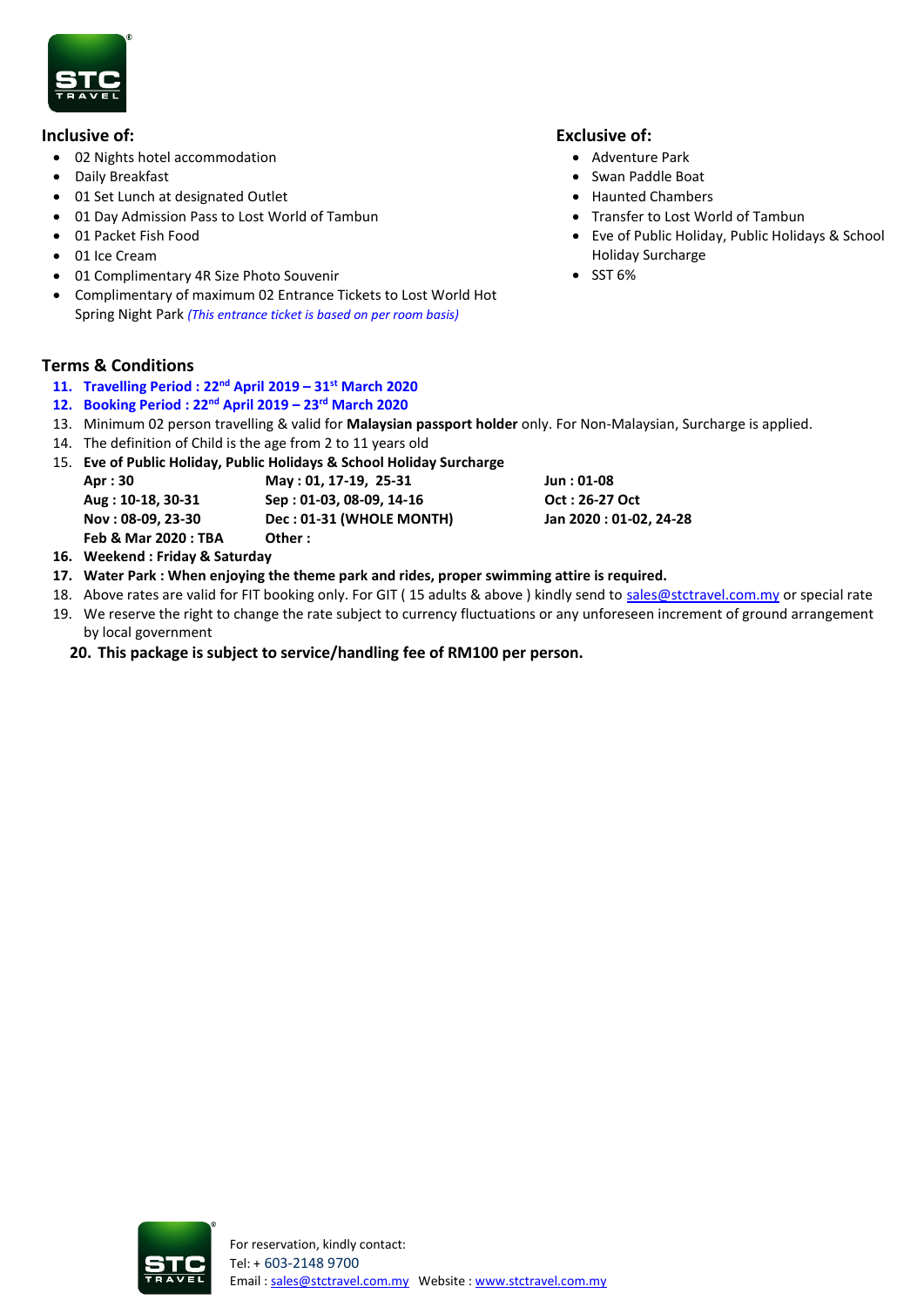## Inclusive of:

- 02 Nights hotel accommodation
- Daily Breakfast
- 01 Set Lunch at designated Outlet
- 01 Day Admission Pass to Lost World of Tambun
- 01 Packet Fish Food
- 01 Ice Cream
- 01 Complimentary 4R Size Photo Souvenir
- Complimentary of maximum 02 Entrance Tickets to Lost World Hot Spring Night Park *(This entrance ticket is based on per room basis)*

## Exclusive of:

- Adventure Park
- Swan Paddle Boat
- Haunted Chambers
- Transfer to Lost World of Tambun
- Eve of Public Holiday, Public Holidays & School Holiday Surcharge
- SST 6%

## Terms & Conditions

11. **Travelling Period : 22nd April 2019 – 31st March 2020**
12. **Booking Period : 22nd April 2019 – 23rd March 2020**
13. Minimum 02 person travelling & valid for **Malaysian passport holder** only. For Non-Malaysian, Surcharge is applied.
14. The definition of Child is the age from 2 to 11 years old
15. **Eve of Public Holiday, Public Holidays & School Holiday Surcharge**

| | | |
|---|---|---|
| **Apr : 30** | **May : 01, 17-19, 25-31** | **Jun : 01-08** |
| **Aug : 10-18, 30-31** | **Sep : 01-03, 08-09, 14-16** | **Oct : 26-27 Oct** |
| **Nov : 08-09, 23-30** | **Dec : 01-31 (WHOLE MONTH)** | **Jan 2020 : 01-02, 24-28** |
| **Feb & Mar 2020 : TBA** | **Other :** | |

16. **Weekend : Friday & Saturday**
17. **Water Park : When enjoying the theme park and rides, proper swimming attire is required.**
18. Above rates are valid for FIT booking only. For GIT ( 15 adults & above ) kindly send to sales@stctravel.com.my or special rate
19. We reserve the right to change the rate subject to currency fluctuations or any unforeseen increment of ground arrangement by local government
20. **This package is subject to service/handling fee of RM100 per person.**

For reservation, kindly contact:
Tel: + 603-2148 9700
Email : sales@stctravel.com.my Website : www.stctravel.com.my